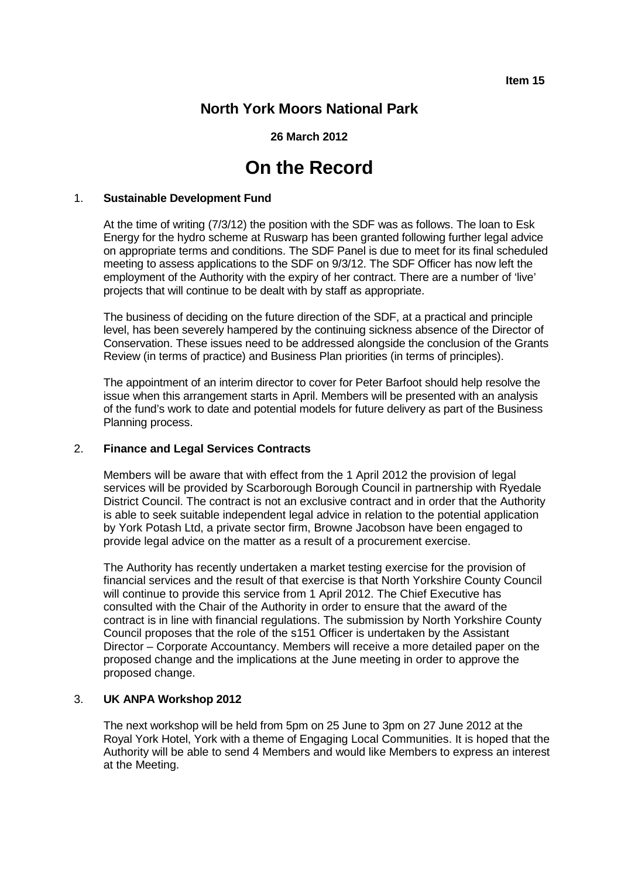**Item 15**

# North York Moors National Park

**26 March 2012**

# On the Record

## 1. Sustainable Development Fund

At the time of writing (7/3/12) the position with the SDF was as follows. The loan to Esk Energy for the hydro scheme at Ruswarp has been granted following further legal advice on appropriate terms and conditions. The SDF Panel is due to meet for its final scheduled meeting to assess applications to the SDF on 9/3/12. The SDF Officer has now left the employment of the Authority with the expiry of her contract. There are a number of 'live' projects that will continue to be dealt with by staff as appropriate.

The business of deciding on the future direction of the SDF, at a practical and principle level, has been severely hampered by the continuing sickness absence of the Director of Conservation. These issues need to be addressed alongside the conclusion of the Grants Review (in terms of practice) and Business Plan priorities (in terms of principles).

The appointment of an interim director to cover for Peter Barfoot should help resolve the issue when this arrangement starts in April. Members will be presented with an analysis of the fund's work to date and potential models for future delivery as part of the Business Planning process.

## 2. Finance and Legal Services Contracts

Members will be aware that with effect from the 1 April 2012 the provision of legal services will be provided by Scarborough Borough Council in partnership with Ryedale District Council. The contract is not an exclusive contract and in order that the Authority is able to seek suitable independent legal advice in relation to the potential application by York Potash Ltd, a private sector firm, Browne Jacobson have been engaged to provide legal advice on the matter as a result of a procurement exercise.

The Authority has recently undertaken a market testing exercise for the provision of financial services and the result of that exercise is that North Yorkshire County Council will continue to provide this service from 1 April 2012. The Chief Executive has consulted with the Chair of the Authority in order to ensure that the award of the contract is in line with financial regulations. The submission by North Yorkshire County Council proposes that the role of the s151 Officer is undertaken by the Assistant Director – Corporate Accountancy. Members will receive a more detailed paper on the proposed change and the implications at the June meeting in order to approve the proposed change.

## 3. UK ANPA Workshop 2012

The next workshop will be held from 5pm on 25 June to 3pm on 27 June 2012 at the Royal York Hotel, York with a theme of Engaging Local Communities. It is hoped that the Authority will be able to send 4 Members and would like Members to express an interest at the Meeting.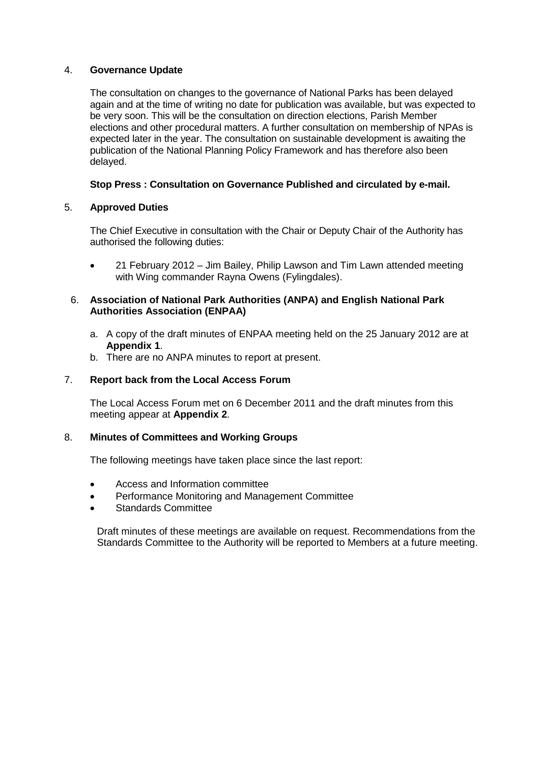4. **Governance Update**

The consultation on changes to the governance of National Parks has been delayed again and at the time of writing no date for publication was available, but was expected to be very soon. This will be the consultation on direction elections, Parish Member elections and other procedural matters. A further consultation on membership of NPAs is expected later in the year. The consultation on sustainable development is awaiting the publication of the National Planning Policy Framework and has therefore also been delayed.

**Stop Press : Consultation on Governance Published and circulated by e-mail.**

5. **Approved Duties**

The Chief Executive in consultation with the Chair or Deputy Chair of the Authority has authorised the following duties:

- 21 February 2012 – Jim Bailey, Philip Lawson and Tim Lawn attended meeting with Wing commander Rayna Owens (Fylingdales).

6. **Association of National Park Authorities (ANPA) and English National Park Authorities Association (ENPAA)**

   a. A copy of the draft minutes of ENPAA meeting held on the 25 January 2012 are at **Appendix 1**.
   b. There are no ANPA minutes to report at present.

7. **Report back from the Local Access Forum**

The Local Access Forum met on 6 December 2011 and the draft minutes from this meeting appear at **Appendix 2**.

8. **Minutes of Committees and Working Groups**

The following meetings have taken place since the last report:

- Access and Information committee
- Performance Monitoring and Management Committee
- Standards Committee

Draft minutes of these meetings are available on request. Recommendations from the Standards Committee to the Authority will be reported to Members at a future meeting.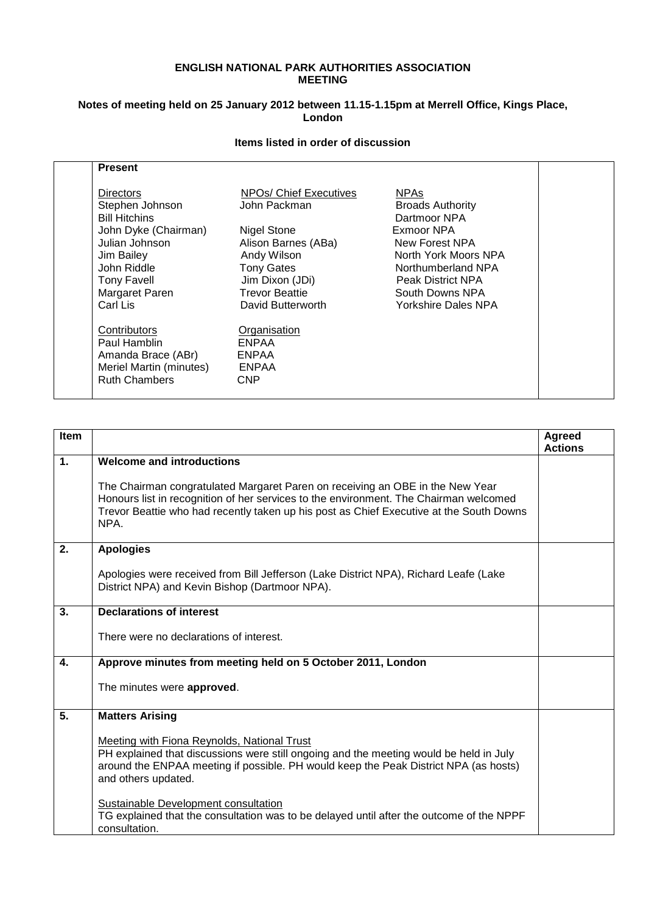**ENGLISH NATIONAL PARK AUTHORITIES ASSOCIATION MEETING**

**Notes of meeting held on 25 January 2012 between 11.15-1.15pm at Merrell Office, Kings Place, London**

**Items listed in order of discussion**

**Present**

| Directors | NPOs/ Chief Executives | NPAs |
|---|---|---|
| Stephen Johnson | John Packman | Broads Authority |
| Bill Hitchins | | Dartmoor NPA |
| John Dyke (Chairman) | Nigel Stone | Exmoor NPA |
| Julian Johnson | Alison Barnes (ABa) | New Forest NPA |
| Jim Bailey | Andy Wilson | North York Moors NPA |
| John Riddle | Tony Gates | Northumberland NPA |
| Tony Favell | Jim Dixon (JDi) | Peak District NPA |
| Margaret Paren | Trevor Beattie | South Downs NPA |
| Carl Lis | David Butterworth | Yorkshire Dales NPA |

| Contributors | Organisation |
|---|---|
| Paul Hamblin | ENPAA |
| Amanda Brace (ABr) | ENPAA |
| Meriel Martin (minutes) | ENPAA |
| Ruth Chambers | CNP |

| Item | | Agreed Actions |
|---|---|---|
| 1. | **Welcome and introductions**<br><br>The Chairman congratulated Margaret Paren on receiving an OBE in the New Year Honours list in recognition of her services to the environment. The Chairman welcomed Trevor Beattie who had recently taken up his post as Chief Executive at the South Downs NPA. | |
| 2. | **Apologies**<br><br>Apologies were received from Bill Jefferson (Lake District NPA), Richard Leafe (Lake District NPA) and Kevin Bishop (Dartmoor NPA). | |
| 3. | **Declarations of interest**<br><br>There were no declarations of interest. | |
| 4. | **Approve minutes from meeting held on 5 October 2011, London**<br><br>The minutes were **approved**. | |
| 5. | **Matters Arising**<br><br>Meeting with Fiona Reynolds, National Trust<br>PH explained that discussions were still ongoing and the meeting would be held in July around the ENPAA meeting if possible. PH would keep the Peak District NPA (as hosts) and others updated.<br><br>Sustainable Development consultation<br>TG explained that the consultation was to be delayed until after the outcome of the NPPF consultation. | |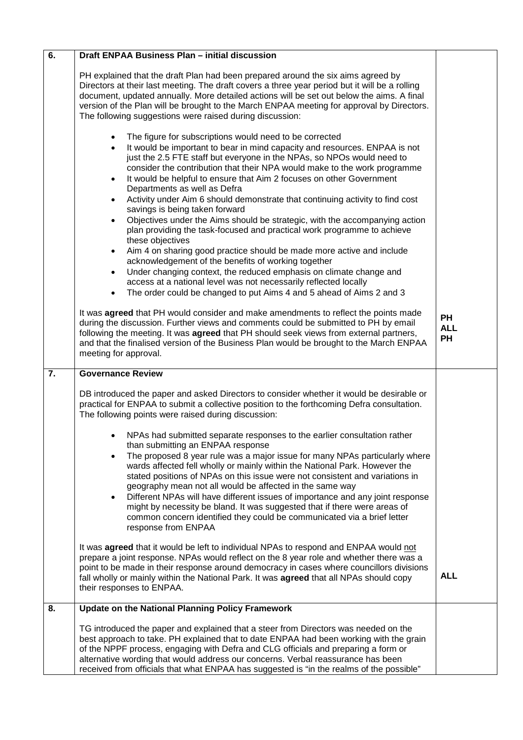| | | |
|---|---|---|
| **6.** | **Draft ENPAA Business Plan – initial discussion**<br><br>PH explained that the draft Plan had been prepared around the six aims agreed by Directors at their last meeting. The draft covers a three year period but it will be a rolling document, updated annually. More detailed actions will be set out below the aims. A final version of the Plan will be brought to the March ENPAA meeting for approval by Directors. The following suggestions were raised during discussion:<br><br>• The figure for subscriptions would need to be corrected<br>• It would be important to bear in mind capacity and resources. ENPAA is not just the 2.5 FTE staff but everyone in the NPAs, so NPOs would need to consider the contribution that their NPA would make to the work programme<br>• It would be helpful to ensure that Aim 2 focuses on other Government Departments as well as Defra<br>• Activity under Aim 6 should demonstrate that continuing activity to find cost savings is being taken forward<br>• Objectives under the Aims should be strategic, with the accompanying action plan providing the task-focused and practical work programme to achieve these objectives<br>• Aim 4 on sharing good practice should be made more active and include acknowledgement of the benefits of working together<br>• Under changing context, the reduced emphasis on climate change and access at a national level was not necessarily reflected locally<br>• The order could be changed to put Aims 4 and 5 ahead of Aims 2 and 3<br><br>It was **agreed** that PH would consider and make amendments to reflect the points made during the discussion. Further views and comments could be submitted to PH by email following the meeting. It was **agreed** that PH should seek views from external partners, and that the finalised version of the Business Plan would be brought to the March ENPAA meeting for approval. | **PH**<br>**ALL**<br>**PH** |
| **7.** | **Governance Review**<br><br>DB introduced the paper and asked Directors to consider whether it would be desirable or practical for ENPAA to submit a collective position to the forthcoming Defra consultation. The following points were raised during discussion:<br><br>• NPAs had submitted separate responses to the earlier consultation rather than submitting an ENPAA response<br>• The proposed 8 year rule was a major issue for many NPAs particularly where wards affected fell wholly or mainly within the National Park. However the stated positions of NPAs on this issue were not consistent and variations in geography mean not all would be affected in the same way<br>• Different NPAs will have different issues of importance and any joint response might by necessity be bland. It was suggested that if there were areas of common concern identified they could be communicated via a brief letter response from ENPAA<br><br>It was **agreed** that it would be left to individual NPAs to respond and ENPAA would <u>not</u> prepare a joint response. NPAs would reflect on the 8 year role and whether there was a point to be made in their response around democracy in cases where councillors divisions fall wholly or mainly within the National Park. It was **agreed** that all NPAs should copy their responses to ENPAA. | **ALL** |
| **8.** | **Update on the National Planning Policy Framework**<br><br>TG introduced the paper and explained that a steer from Directors was needed on the best approach to take. PH explained that to date ENPAA had been working with the grain of the NPPF process, engaging with Defra and CLG officials and preparing a form or alternative wording that would address our concerns. Verbal reassurance has been received from officials that what ENPAA has suggested is "in the realms of the possible" | |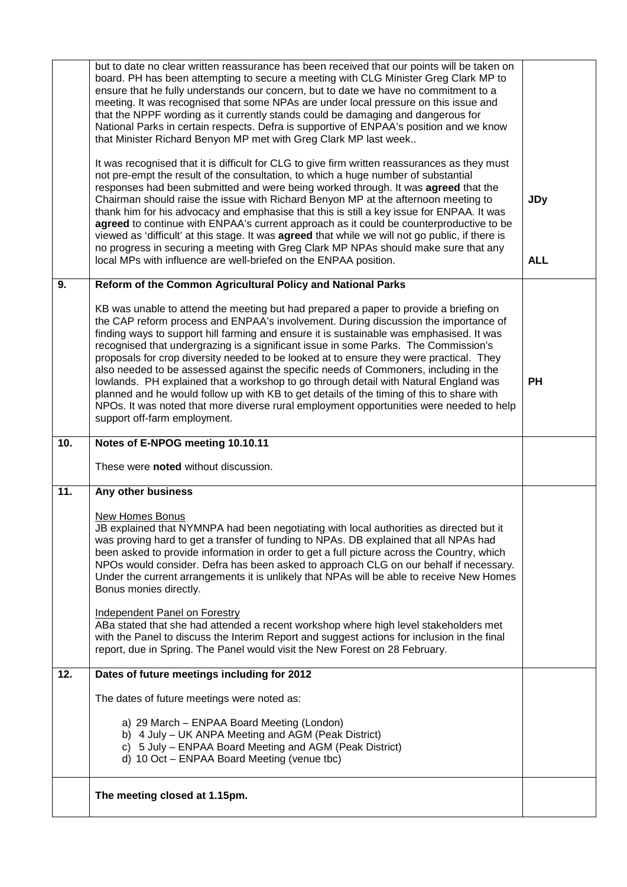| | | |
|---|---|---|
| | but to date no clear written reassurance has been received that our points will be taken on board. PH has been attempting to secure a meeting with CLG Minister Greg Clark MP to ensure that he fully understands our concern, but to date we have no commitment to a meeting. It was recognised that some NPAs are under local pressure on this issue and that the NPPF wording as it currently stands could be damaging and dangerous for National Parks in certain respects. Defra is supportive of ENPAA's position and we know that Minister Richard Benyon MP met with Greg Clark MP last week..<br><br>It was recognised that it is difficult for CLG to give firm written reassurances as they must not pre-empt the result of the consultation, to which a huge number of substantial responses had been submitted and were being worked through. It was **agreed** that the Chairman should raise the issue with Richard Benyon MP at the afternoon meeting to thank him for his advocacy and emphasise that this is still a key issue for ENPAA. It was **agreed** to continue with ENPAA's current approach as it could be counterproductive to be viewed as 'difficult' at this stage. It was **agreed** that while we will not go public, if there is no progress in securing a meeting with Greg Clark MP NPAs should make sure that any local MPs with influence are well-briefed on the ENPAA position. | **JDy**<br><br>**ALL** |
| **9.** | **Reform of the Common Agricultural Policy and National Parks**<br><br>KB was unable to attend the meeting but had prepared a paper to provide a briefing on the CAP reform process and ENPAA's involvement. During discussion the importance of finding ways to support hill farming and ensure it is sustainable was emphasised. It was recognised that undergrazing is a significant issue in some Parks. The Commission's proposals for crop diversity needed to be looked at to ensure they were practical. They also needed to be assessed against the specific needs of Commoners, including in the lowlands. PH explained that a workshop to go through detail with Natural England was planned and he would follow up with KB to get details of the timing of this to share with NPOs. It was noted that more diverse rural employment opportunities were needed to help support off-farm employment. | **PH** |
| **10.** | **Notes of E-NPOG meeting 10.10.11**<br><br>These were **noted** without discussion. | |
| **11.** | **Any other business**<br><br>New Homes Bonus<br>JB explained that NYMNPA had been negotiating with local authorities as directed but it was proving hard to get a transfer of funding to NPAs. DB explained that all NPAs had been asked to provide information in order to get a full picture across the Country, which NPOs would consider. Defra has been asked to approach CLG on our behalf if necessary. Under the current arrangements it is unlikely that NPAs will be able to receive New Homes Bonus monies directly.<br><br>Independent Panel on Forestry<br>ABa stated that she had attended a recent workshop where high level stakeholders met with the Panel to discuss the Interim Report and suggest actions for inclusion in the final report, due in Spring. The Panel would visit the New Forest on 28 February. | |
| **12.** | **Dates of future meetings including for 2012**<br><br>The dates of future meetings were noted as:<br><br>a) 29 March – ENPAA Board Meeting (London)<br>b) 4 July – UK ANPA Meeting and AGM (Peak District)<br>c) 5 July – ENPAA Board Meeting and AGM (Peak District)<br>d) 10 Oct – ENPAA Board Meeting (venue tbc) | |
| | **The meeting closed at 1.15pm.** | |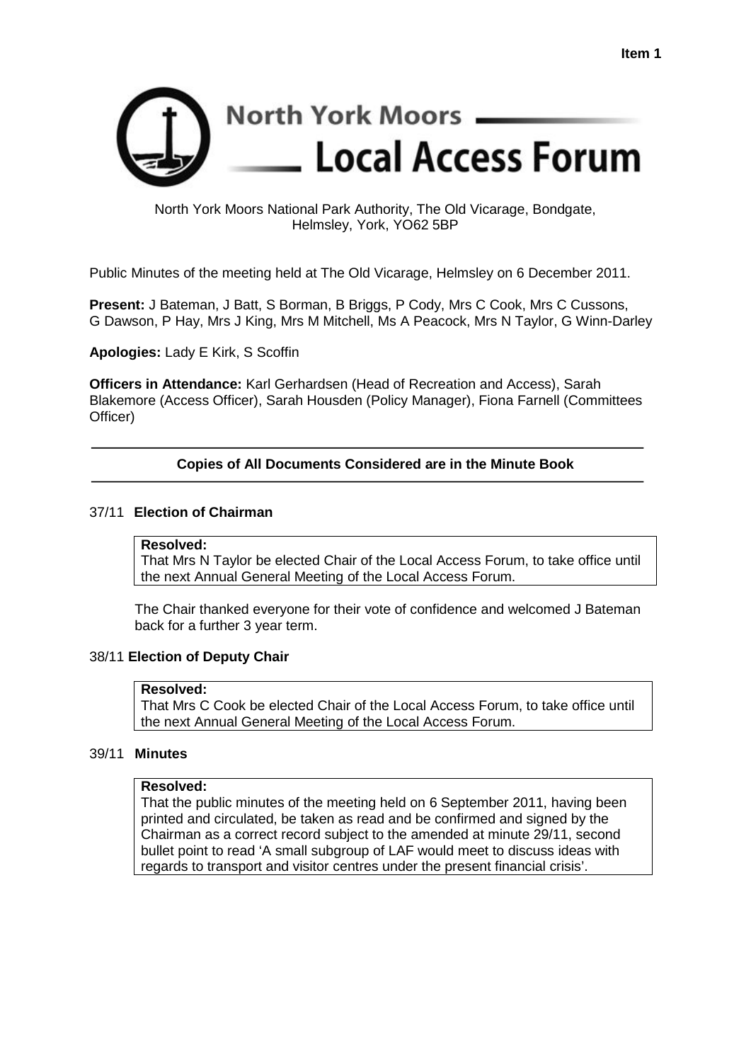**Item 1**

# North York Moors Local Access Forum

North York Moors National Park Authority, The Old Vicarage, Bondgate, Helmsley, York, YO62 5BP

Public Minutes of the meeting held at The Old Vicarage, Helmsley on 6 December 2011.

**Present:** J Bateman, J Batt, S Borman, B Briggs, P Cody, Mrs C Cook, Mrs C Cussons, G Dawson, P Hay, Mrs J King, Mrs M Mitchell, Ms A Peacock, Mrs N Taylor, G Winn-Darley

**Apologies:** Lady E Kirk, S Scoffin

**Officers in Attendance:** Karl Gerhardsen (Head of Recreation and Access), Sarah Blakemore (Access Officer), Sarah Housden (Policy Manager), Fiona Farnell (Committees Officer)

---

**Copies of All Documents Considered are in the Minute Book**

---

## 37/11 Election of Chairman

**Resolved:**
That Mrs N Taylor be elected Chair of the Local Access Forum, to take office until the next Annual General Meeting of the Local Access Forum.

The Chair thanked everyone for their vote of confidence and welcomed J Bateman back for a further 3 year term.

## 38/11 Election of Deputy Chair

**Resolved:**
That Mrs C Cook be elected Chair of the Local Access Forum, to take office until the next Annual General Meeting of the Local Access Forum.

## 39/11 Minutes

**Resolved:**
That the public minutes of the meeting held on 6 September 2011, having been printed and circulated, be taken as read and be confirmed and signed by the Chairman as a correct record subject to the amended at minute 29/11, second bullet point to read 'A small subgroup of LAF would meet to discuss ideas with regards to transport and visitor centres under the present financial crisis'.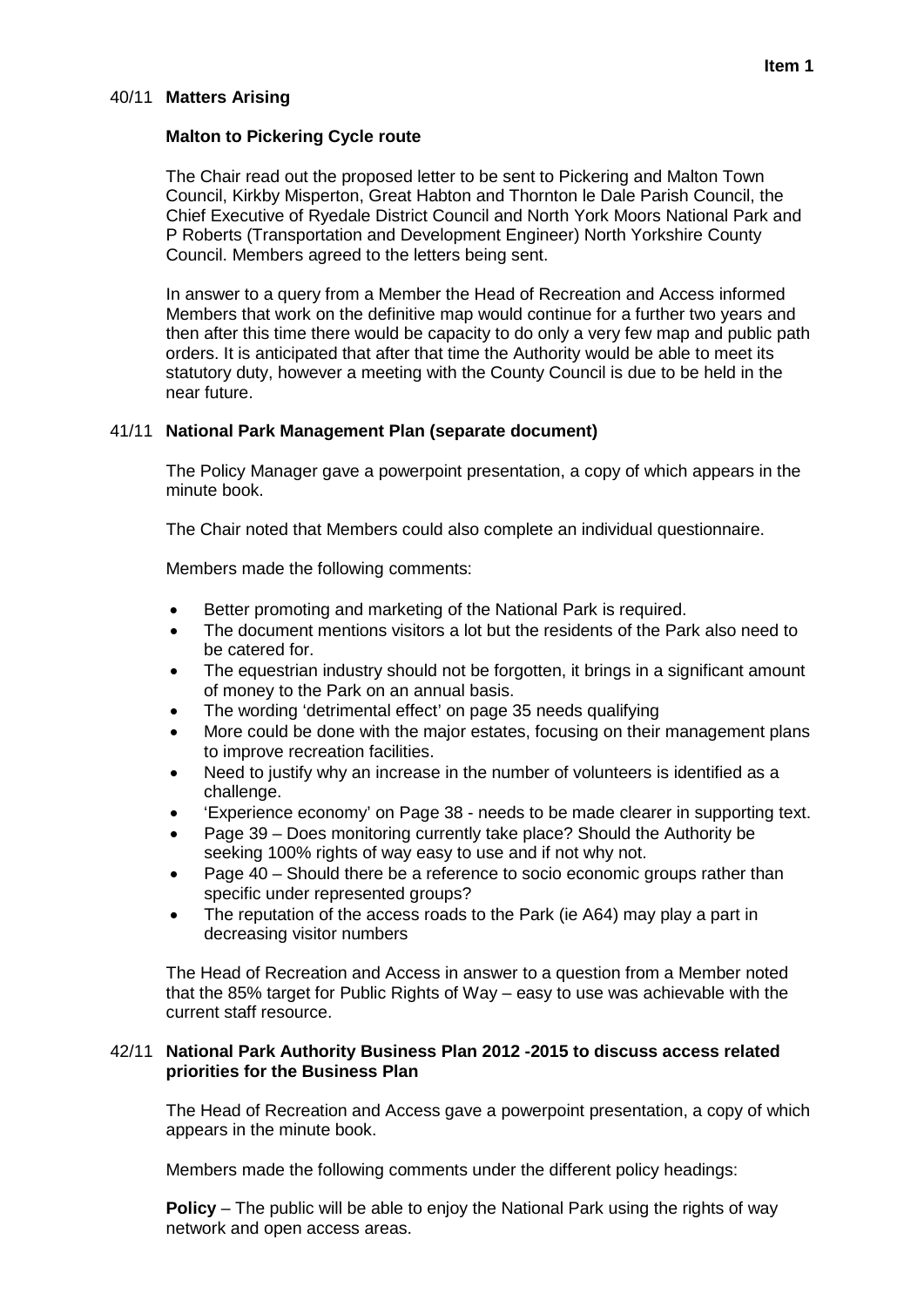**Item 1**

## 40/11 Matters Arising

### Malton to Pickering Cycle route

The Chair read out the proposed letter to be sent to Pickering and Malton Town Council, Kirkby Misperton, Great Habton and Thornton le Dale Parish Council, the Chief Executive of Ryedale District Council and North York Moors National Park and P Roberts (Transportation and Development Engineer) North Yorkshire County Council. Members agreed to the letters being sent.

In answer to a query from a Member the Head of Recreation and Access informed Members that work on the definitive map would continue for a further two years and then after this time there would be capacity to do only a very few map and public path orders. It is anticipated that after that time the Authority would be able to meet its statutory duty, however a meeting with the County Council is due to be held in the near future.

## 41/11 National Park Management Plan (separate document)

The Policy Manager gave a powerpoint presentation, a copy of which appears in the minute book.

The Chair noted that Members could also complete an individual questionnaire.

Members made the following comments:

- Better promoting and marketing of the National Park is required.
- The document mentions visitors a lot but the residents of the Park also need to be catered for.
- The equestrian industry should not be forgotten, it brings in a significant amount of money to the Park on an annual basis.
- The wording 'detrimental effect' on page 35 needs qualifying
- More could be done with the major estates, focusing on their management plans to improve recreation facilities.
- Need to justify why an increase in the number of volunteers is identified as a challenge.
- 'Experience economy' on Page 38 - needs to be made clearer in supporting text.
- Page 39 – Does monitoring currently take place? Should the Authority be seeking 100% rights of way easy to use and if not why not.
- Page 40 – Should there be a reference to socio economic groups rather than specific under represented groups?
- The reputation of the access roads to the Park (ie A64) may play a part in decreasing visitor numbers

The Head of Recreation and Access in answer to a question from a Member noted that the 85% target for Public Rights of Way – easy to use was achievable with the current staff resource.

## 42/11 National Park Authority Business Plan 2012 -2015 to discuss access related priorities for the Business Plan

The Head of Recreation and Access gave a powerpoint presentation, a copy of which appears in the minute book.

Members made the following comments under the different policy headings:

**Policy** – The public will be able to enjoy the National Park using the rights of way network and open access areas.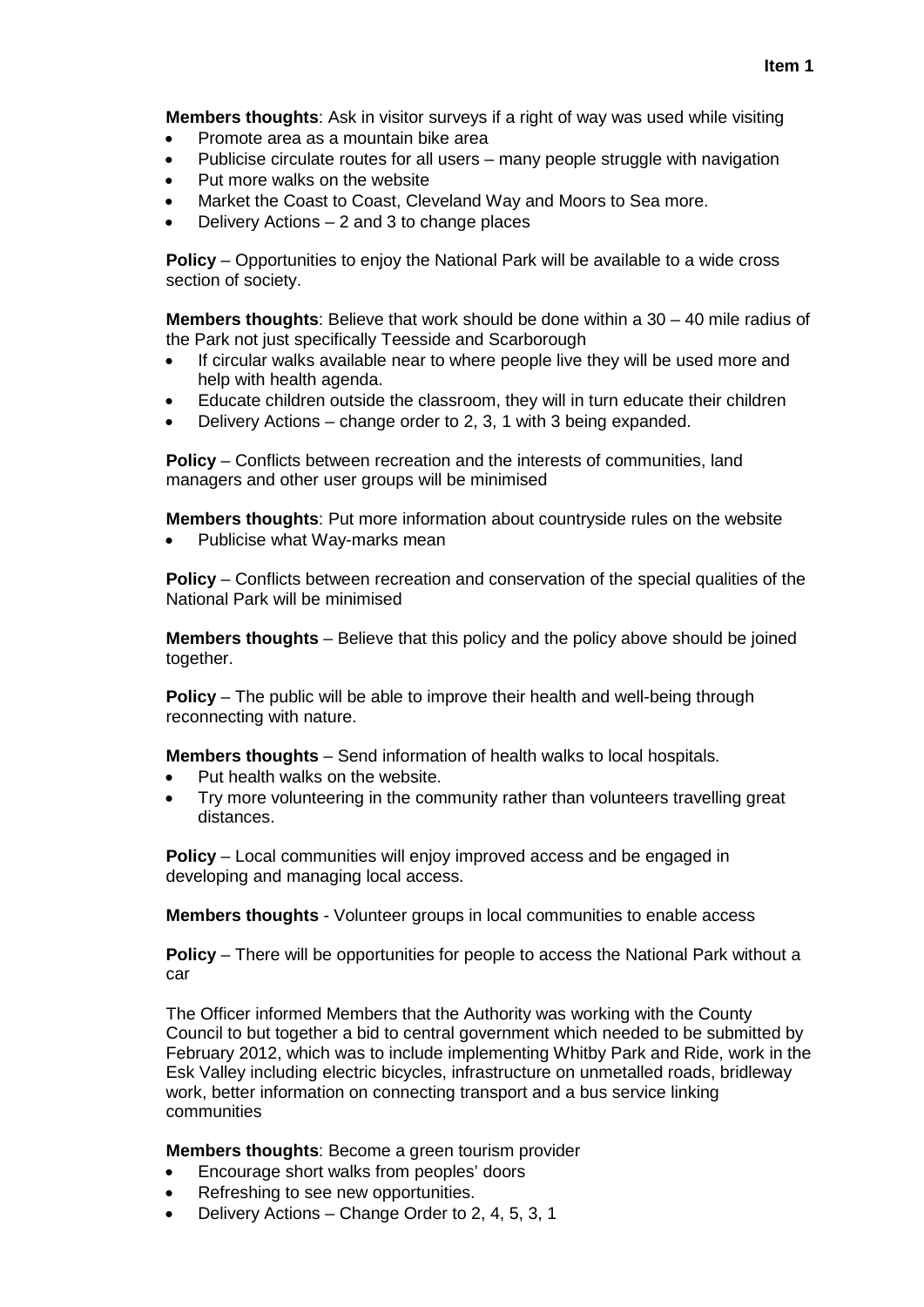**Members thoughts**: Ask in visitor surveys if a right of way was used while visiting

- Promote area as a mountain bike area
- Publicise circulate routes for all users – many people struggle with navigation
- Put more walks on the website
- Market the Coast to Coast, Cleveland Way and Moors to Sea more.
- Delivery Actions – 2 and 3 to change places

**Policy** – Opportunities to enjoy the National Park will be available to a wide cross section of society.

**Members thoughts**: Believe that work should be done within a 30 – 40 mile radius of the Park not just specifically Teesside and Scarborough

- If circular walks available near to where people live they will be used more and help with health agenda.
- Educate children outside the classroom, they will in turn educate their children
- Delivery Actions – change order to 2, 3, 1 with 3 being expanded.

**Policy** – Conflicts between recreation and the interests of communities, land managers and other user groups will be minimised

**Members thoughts**: Put more information about countryside rules on the website

- Publicise what Way-marks mean

**Policy** – Conflicts between recreation and conservation of the special qualities of the National Park will be minimised

**Members thoughts** – Believe that this policy and the policy above should be joined together.

**Policy** – The public will be able to improve their health and well-being through reconnecting with nature.

**Members thoughts** – Send information of health walks to local hospitals.

- Put health walks on the website.
- Try more volunteering in the community rather than volunteers travelling great distances.

**Policy** – Local communities will enjoy improved access and be engaged in developing and managing local access.

**Members thoughts** - Volunteer groups in local communities to enable access

**Policy** – There will be opportunities for people to access the National Park without a car

The Officer informed Members that the Authority was working with the County Council to but together a bid to central government which needed to be submitted by February 2012, which was to include implementing Whitby Park and Ride, work in the Esk Valley including electric bicycles, infrastructure on unmetalled roads, bridleway work, better information on connecting transport and a bus service linking communities

**Members thoughts**: Become a green tourism provider

- Encourage short walks from peoples' doors
- Refreshing to see new opportunities.
- Delivery Actions – Change Order to 2, 4, 5, 3, 1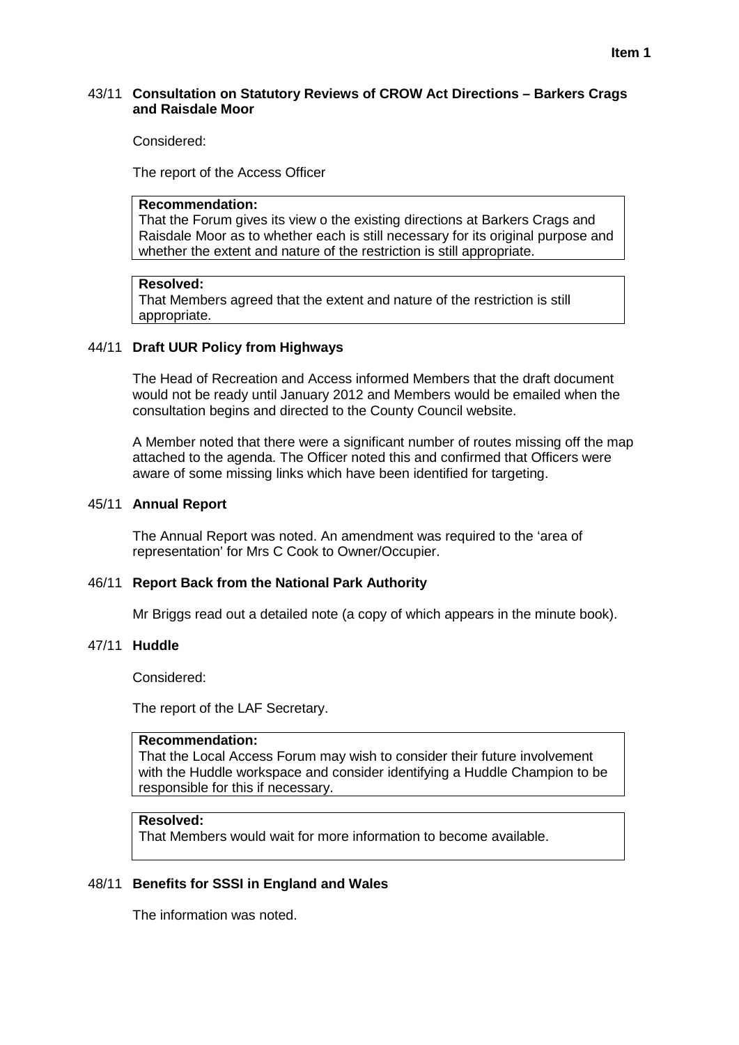**Item 1**

**43/11 Consultation on Statutory Reviews of CROW Act Directions – Barkers Crags and Raisdale Moor**

Considered:

The report of the Access Officer

> **Recommendation:**
> That the Forum gives its view o the existing directions at Barkers Crags and Raisdale Moor as to whether each is still necessary for its original purpose and whether the extent and nature of the restriction is still appropriate.

> **Resolved:**
> That Members agreed that the extent and nature of the restriction is still appropriate.

**44/11 Draft UUR Policy from Highways**

The Head of Recreation and Access informed Members that the draft document would not be ready until January 2012 and Members would be emailed when the consultation begins and directed to the County Council website.

A Member noted that there were a significant number of routes missing off the map attached to the agenda. The Officer noted this and confirmed that Officers were aware of some missing links which have been identified for targeting.

**45/11 Annual Report**

The Annual Report was noted. An amendment was required to the 'area of representation' for Mrs C Cook to Owner/Occupier.

**46/11 Report Back from the National Park Authority**

Mr Briggs read out a detailed note (a copy of which appears in the minute book).

**47/11 Huddle**

Considered:

The report of the LAF Secretary.

> **Recommendation:**
> That the Local Access Forum may wish to consider their future involvement with the Huddle workspace and consider identifying a Huddle Champion to be responsible for this if necessary.

> **Resolved:**
> That Members would wait for more information to become available.

**48/11 Benefits for SSSI in England and Wales**

The information was noted.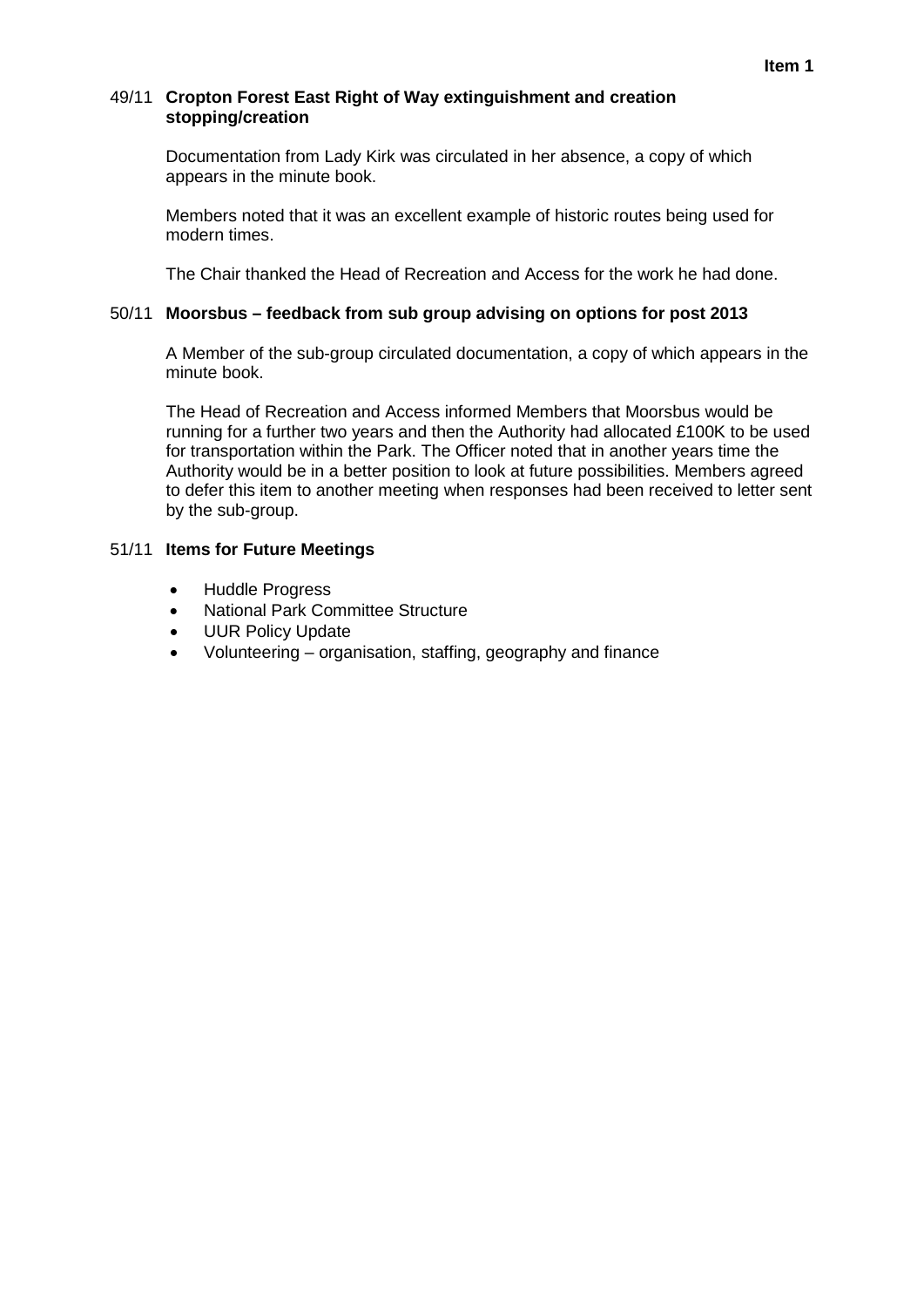**Item 1**

### 49/11 Cropton Forest East Right of Way extinguishment and creation stopping/creation

Documentation from Lady Kirk was circulated in her absence, a copy of which appears in the minute book.

Members noted that it was an excellent example of historic routes being used for modern times.

The Chair thanked the Head of Recreation and Access for the work he had done.

### 50/11 Moorsbus – feedback from sub group advising on options for post 2013

A Member of the sub-group circulated documentation, a copy of which appears in the minute book.

The Head of Recreation and Access informed Members that Moorsbus would be running for a further two years and then the Authority had allocated £100K to be used for transportation within the Park. The Officer noted that in another years time the Authority would be in a better position to look at future possibilities. Members agreed to defer this item to another meeting when responses had been received to letter sent by the sub-group.

### 51/11 Items for Future Meetings

- Huddle Progress
- National Park Committee Structure
- UUR Policy Update
- Volunteering – organisation, staffing, geography and finance